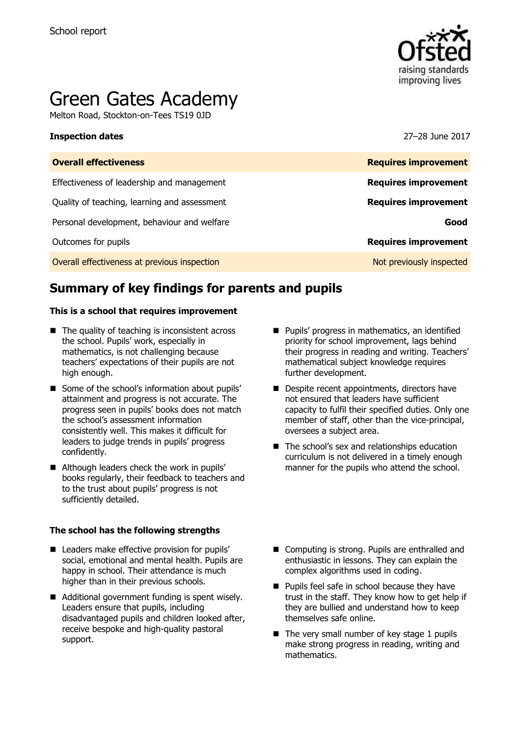School report

# Green Gates Academy

Melton Road, Stockton-on-Tees TS19 0JD

**Inspection dates** 27–28 June 2017

| **Overall effectiveness** | **Requires improvement** |
| --- | --- |
| Effectiveness of leadership and management | **Requires improvement** |
| Quality of teaching, learning and assessment | **Requires improvement** |
| Personal development, behaviour and welfare | **Good** |
| Outcomes for pupils | **Requires improvement** |
| Overall effectiveness at previous inspection | Not previously inspected |

## Summary of key findings for parents and pupils

**This is a school that requires improvement**

- The quality of teaching is inconsistent across the school. Pupils' work, especially in mathematics, is not challenging because teachers' expectations of their pupils are not high enough.
- Some of the school's information about pupils' attainment and progress is not accurate. The progress seen in pupils' books does not match the school's assessment information consistently well. This makes it difficult for leaders to judge trends in pupils' progress confidently.
- Although leaders check the work in pupils' books regularly, their feedback to teachers and to the trust about pupils' progress is not sufficiently detailed.
- Pupils' progress in mathematics, an identified priority for school improvement, lags behind their progress in reading and writing. Teachers' mathematical subject knowledge requires further development.
- Despite recent appointments, directors have not ensured that leaders have sufficient capacity to fulfil their specified duties. Only one member of staff, other than the vice-principal, oversees a subject area.
- The school's sex and relationships education curriculum is not delivered in a timely enough manner for the pupils who attend the school.

**The school has the following strengths**

- Leaders make effective provision for pupils' social, emotional and mental health. Pupils are happy in school. Their attendance is much higher than in their previous schools.
- Additional government funding is spent wisely. Leaders ensure that pupils, including disadvantaged pupils and children looked after, receive bespoke and high-quality pastoral support.
- Computing is strong. Pupils are enthralled and enthusiastic in lessons. They can explain the complex algorithms used in coding.
- Pupils feel safe in school because they have trust in the staff. They know how to get help if they are bullied and understand how to keep themselves safe online.
- The very small number of key stage 1 pupils make strong progress in reading, writing and mathematics.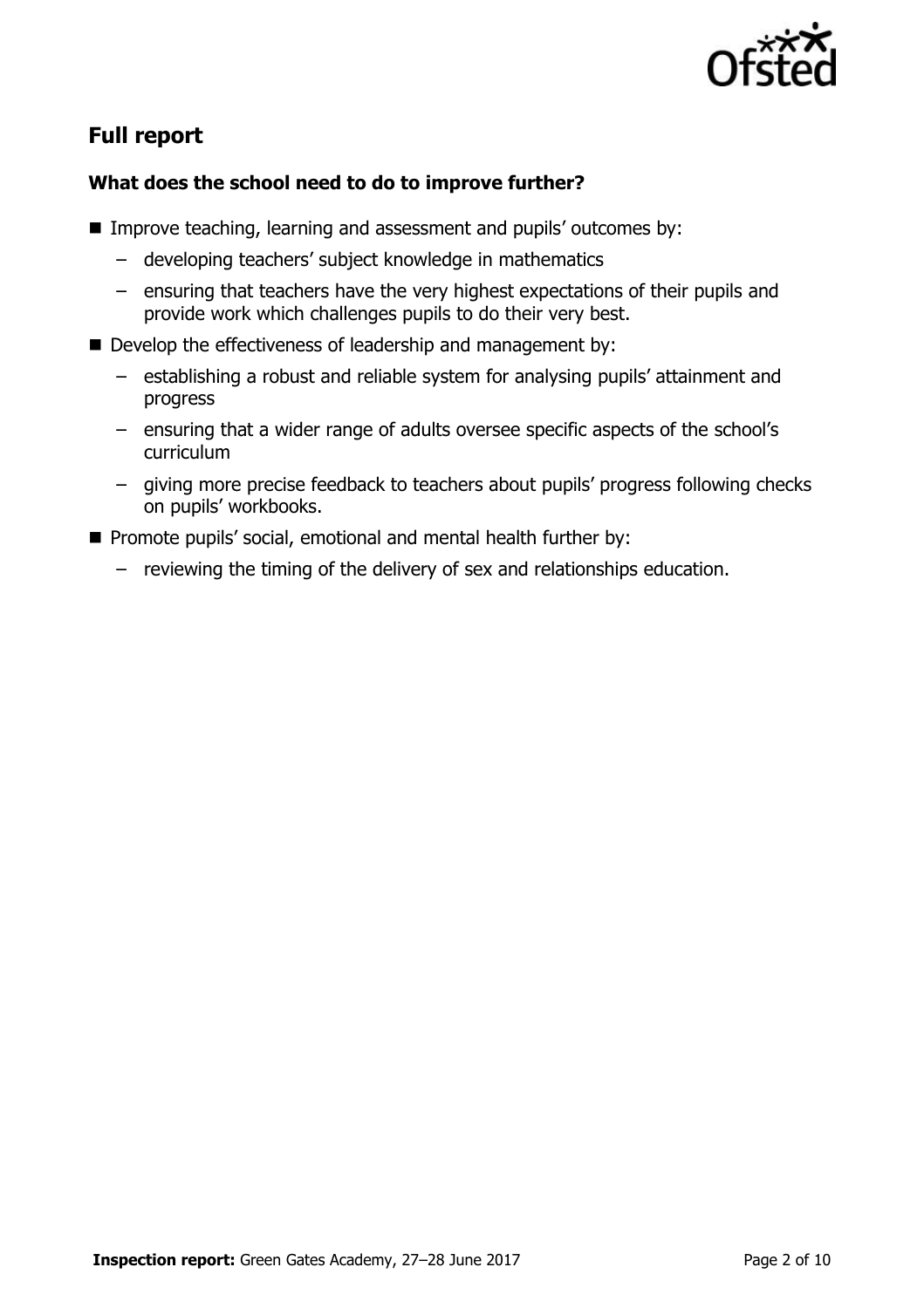## Full report

### What does the school need to do to improve further?

- Improve teaching, learning and assessment and pupils' outcomes by:
  - developing teachers' subject knowledge in mathematics
  - ensuring that teachers have the very highest expectations of their pupils and provide work which challenges pupils to do their very best.
- Develop the effectiveness of leadership and management by:
  - establishing a robust and reliable system for analysing pupils' attainment and progress
  - ensuring that a wider range of adults oversee specific aspects of the school's curriculum
  - giving more precise feedback to teachers about pupils' progress following checks on pupils' workbooks.
- Promote pupils' social, emotional and mental health further by:
  - reviewing the timing of the delivery of sex and relationships education.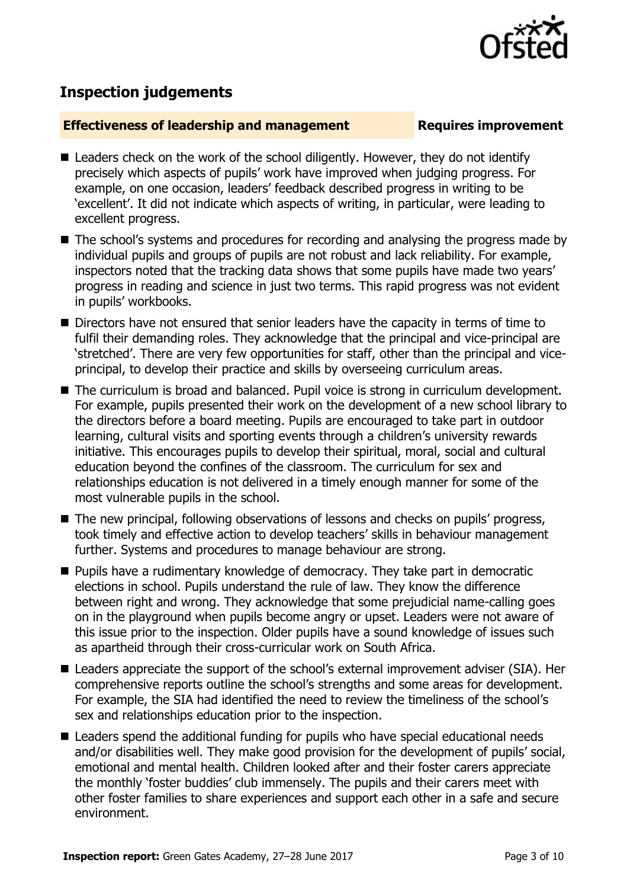## Inspection judgements

**Effectiveness of leadership and management** | **Requires improvement**

- Leaders check on the work of the school diligently. However, they do not identify precisely which aspects of pupils' work have improved when judging progress. For example, on one occasion, leaders' feedback described progress in writing to be 'excellent'. It did not indicate which aspects of writing, in particular, were leading to excellent progress.
- The school's systems and procedures for recording and analysing the progress made by individual pupils and groups of pupils are not robust and lack reliability. For example, inspectors noted that the tracking data shows that some pupils have made two years' progress in reading and science in just two terms. This rapid progress was not evident in pupils' workbooks.
- Directors have not ensured that senior leaders have the capacity in terms of time to fulfil their demanding roles. They acknowledge that the principal and vice-principal are 'stretched'. There are very few opportunities for staff, other than the principal and vice-principal, to develop their practice and skills by overseeing curriculum areas.
- The curriculum is broad and balanced. Pupil voice is strong in curriculum development. For example, pupils presented their work on the development of a new school library to the directors before a board meeting. Pupils are encouraged to take part in outdoor learning, cultural visits and sporting events through a children's university rewards initiative. This encourages pupils to develop their spiritual, moral, social and cultural education beyond the confines of the classroom. The curriculum for sex and relationships education is not delivered in a timely enough manner for some of the most vulnerable pupils in the school.
- The new principal, following observations of lessons and checks on pupils' progress, took timely and effective action to develop teachers' skills in behaviour management further. Systems and procedures to manage behaviour are strong.
- Pupils have a rudimentary knowledge of democracy. They take part in democratic elections in school. Pupils understand the rule of law. They know the difference between right and wrong. They acknowledge that some prejudicial name-calling goes on in the playground when pupils become angry or upset. Leaders were not aware of this issue prior to the inspection. Older pupils have a sound knowledge of issues such as apartheid through their cross-curricular work on South Africa.
- Leaders appreciate the support of the school's external improvement adviser (SIA). Her comprehensive reports outline the school's strengths and some areas for development. For example, the SIA had identified the need to review the timeliness of the school's sex and relationships education prior to the inspection.
- Leaders spend the additional funding for pupils who have special educational needs and/or disabilities well. They make good provision for the development of pupils' social, emotional and mental health. Children looked after and their foster carers appreciate the monthly 'foster buddies' club immensely. The pupils and their carers meet with other foster families to share experiences and support each other in a safe and secure environment.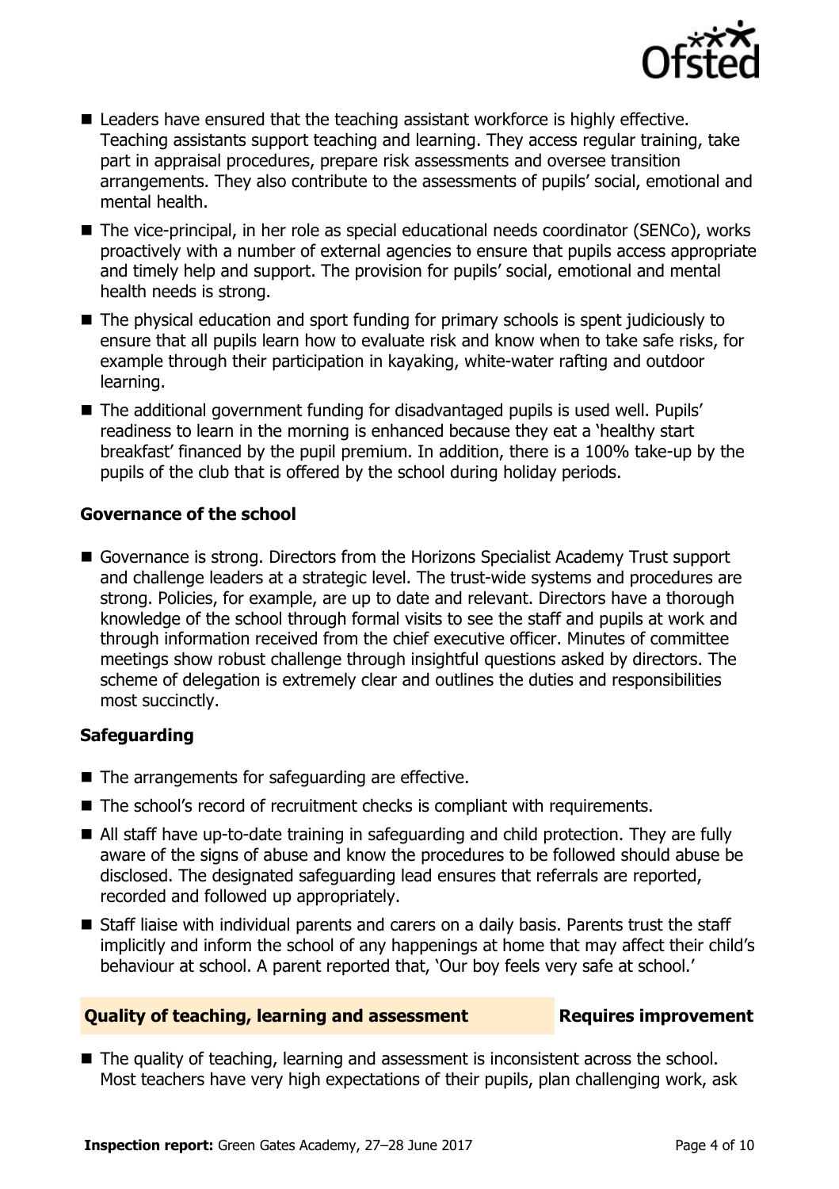- Leaders have ensured that the teaching assistant workforce is highly effective. Teaching assistants support teaching and learning. They access regular training, take part in appraisal procedures, prepare risk assessments and oversee transition arrangements. They also contribute to the assessments of pupils' social, emotional and mental health.
- The vice-principal, in her role as special educational needs coordinator (SENCo), works proactively with a number of external agencies to ensure that pupils access appropriate and timely help and support. The provision for pupils' social, emotional and mental health needs is strong.
- The physical education and sport funding for primary schools is spent judiciously to ensure that all pupils learn how to evaluate risk and know when to take safe risks, for example through their participation in kayaking, white-water rafting and outdoor learning.
- The additional government funding for disadvantaged pupils is used well. Pupils' readiness to learn in the morning is enhanced because they eat a 'healthy start breakfast' financed by the pupil premium. In addition, there is a 100% take-up by the pupils of the club that is offered by the school during holiday periods.

### Governance of the school

- Governance is strong. Directors from the Horizons Specialist Academy Trust support and challenge leaders at a strategic level. The trust-wide systems and procedures are strong. Policies, for example, are up to date and relevant. Directors have a thorough knowledge of the school through formal visits to see the staff and pupils at work and through information received from the chief executive officer. Minutes of committee meetings show robust challenge through insightful questions asked by directors. The scheme of delegation is extremely clear and outlines the duties and responsibilities most succinctly.

### Safeguarding

- The arrangements for safeguarding are effective.
- The school's record of recruitment checks is compliant with requirements.
- All staff have up-to-date training in safeguarding and child protection. They are fully aware of the signs of abuse and know the procedures to be followed should abuse be disclosed. The designated safeguarding lead ensures that referrals are reported, recorded and followed up appropriately.
- Staff liaise with individual parents and carers on a daily basis. Parents trust the staff implicitly and inform the school of any happenings at home that may affect their child's behaviour at school. A parent reported that, 'Our boy feels very safe at school.'

## Quality of teaching, learning and assessment — Requires improvement

- The quality of teaching, learning and assessment is inconsistent across the school. Most teachers have very high expectations of their pupils, plan challenging work, ask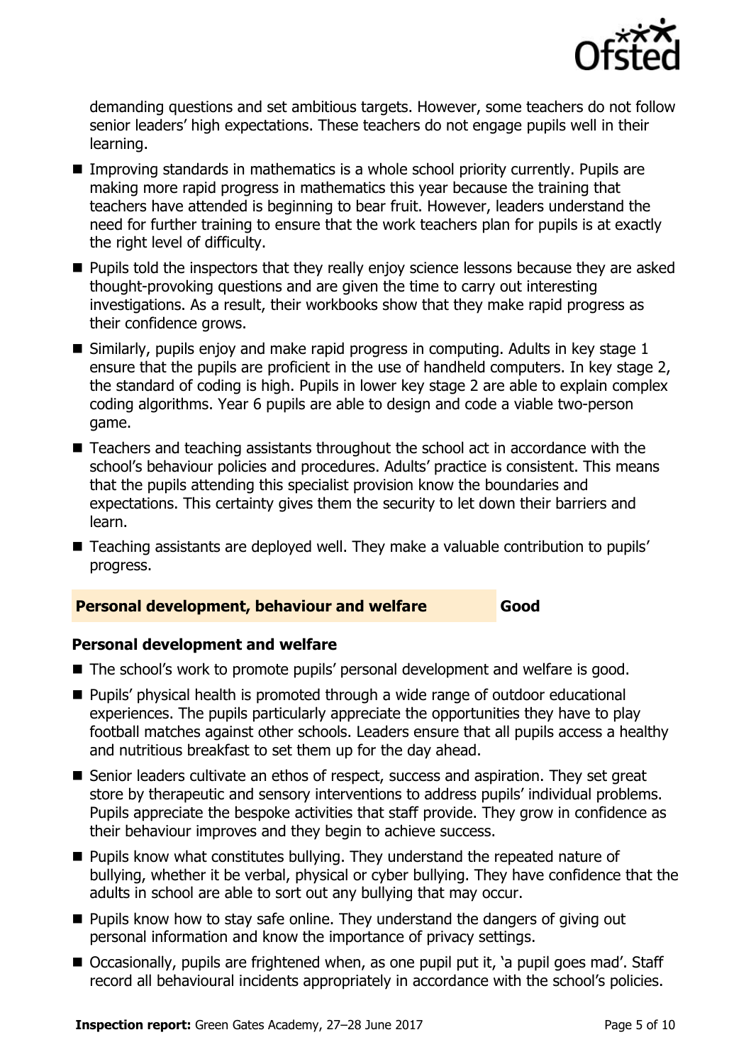demanding questions and set ambitious targets. However, some teachers do not follow senior leaders' high expectations. These teachers do not engage pupils well in their learning.

- Improving standards in mathematics is a whole school priority currently. Pupils are making more rapid progress in mathematics this year because the training that teachers have attended is beginning to bear fruit. However, leaders understand the need for further training to ensure that the work teachers plan for pupils is at exactly the right level of difficulty.
- Pupils told the inspectors that they really enjoy science lessons because they are asked thought-provoking questions and are given the time to carry out interesting investigations. As a result, their workbooks show that they make rapid progress as their confidence grows.
- Similarly, pupils enjoy and make rapid progress in computing. Adults in key stage 1 ensure that the pupils are proficient in the use of handheld computers. In key stage 2, the standard of coding is high. Pupils in lower key stage 2 are able to explain complex coding algorithms. Year 6 pupils are able to design and code a viable two-person game.
- Teachers and teaching assistants throughout the school act in accordance with the school's behaviour policies and procedures. Adults' practice is consistent. This means that the pupils attending this specialist provision know the boundaries and expectations. This certainty gives them the security to let down their barriers and learn.
- Teaching assistants are deployed well. They make a valuable contribution to pupils' progress.

## Personal development, behaviour and welfare — Good

### Personal development and welfare

- The school's work to promote pupils' personal development and welfare is good.
- Pupils' physical health is promoted through a wide range of outdoor educational experiences. The pupils particularly appreciate the opportunities they have to play football matches against other schools. Leaders ensure that all pupils access a healthy and nutritious breakfast to set them up for the day ahead.
- Senior leaders cultivate an ethos of respect, success and aspiration. They set great store by therapeutic and sensory interventions to address pupils' individual problems. Pupils appreciate the bespoke activities that staff provide. They grow in confidence as their behaviour improves and they begin to achieve success.
- Pupils know what constitutes bullying. They understand the repeated nature of bullying, whether it be verbal, physical or cyber bullying. They have confidence that the adults in school are able to sort out any bullying that may occur.
- Pupils know how to stay safe online. They understand the dangers of giving out personal information and know the importance of privacy settings.
- Occasionally, pupils are frightened when, as one pupil put it, 'a pupil goes mad'. Staff record all behavioural incidents appropriately in accordance with the school's policies.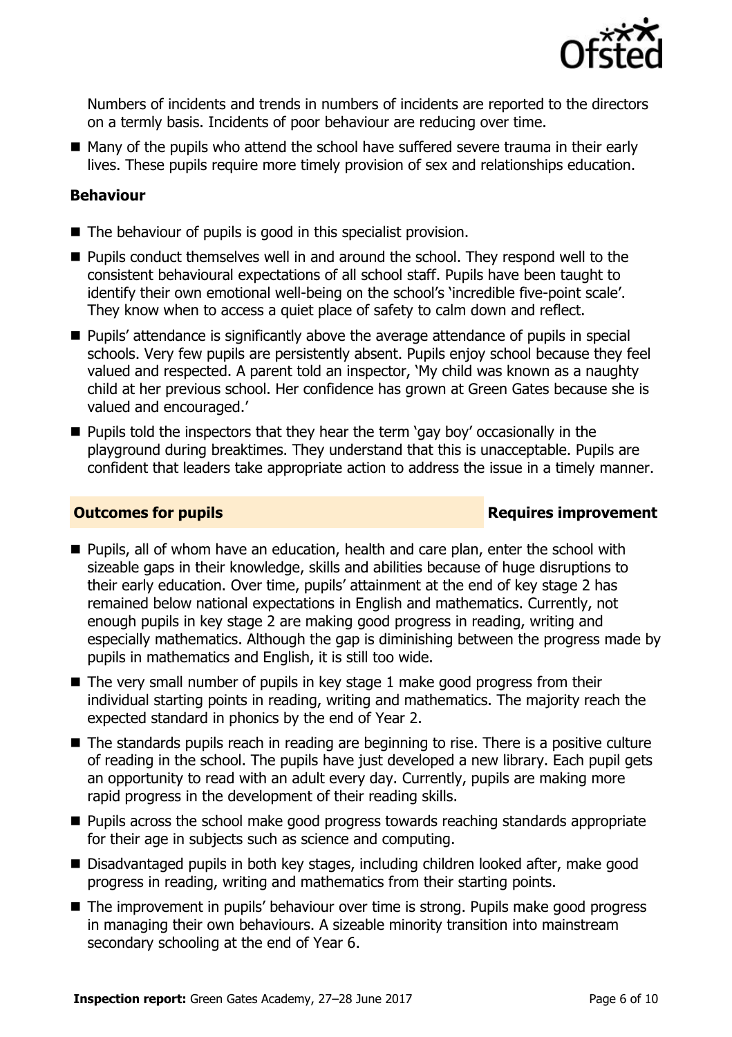Numbers of incidents and trends in numbers of incidents are reported to the directors on a termly basis. Incidents of poor behaviour are reducing over time.

- Many of the pupils who attend the school have suffered severe trauma in their early lives. These pupils require more timely provision of sex and relationships education.

### Behaviour

- The behaviour of pupils is good in this specialist provision.
- Pupils conduct themselves well in and around the school. They respond well to the consistent behavioural expectations of all school staff. Pupils have been taught to identify their own emotional well-being on the school's 'incredible five-point scale'. They know when to access a quiet place of safety to calm down and reflect.
- Pupils' attendance is significantly above the average attendance of pupils in special schools. Very few pupils are persistently absent. Pupils enjoy school because they feel valued and respected. A parent told an inspector, 'My child was known as a naughty child at her previous school. Her confidence has grown at Green Gates because she is valued and encouraged.'
- Pupils told the inspectors that they hear the term 'gay boy' occasionally in the playground during breaktimes. They understand that this is unacceptable. Pupils are confident that leaders take appropriate action to address the issue in a timely manner.

## Outcomes for pupils — Requires improvement

- Pupils, all of whom have an education, health and care plan, enter the school with sizeable gaps in their knowledge, skills and abilities because of huge disruptions to their early education. Over time, pupils' attainment at the end of key stage 2 has remained below national expectations in English and mathematics. Currently, not enough pupils in key stage 2 are making good progress in reading, writing and especially mathematics. Although the gap is diminishing between the progress made by pupils in mathematics and English, it is still too wide.
- The very small number of pupils in key stage 1 make good progress from their individual starting points in reading, writing and mathematics. The majority reach the expected standard in phonics by the end of Year 2.
- The standards pupils reach in reading are beginning to rise. There is a positive culture of reading in the school. The pupils have just developed a new library. Each pupil gets an opportunity to read with an adult every day. Currently, pupils are making more rapid progress in the development of their reading skills.
- Pupils across the school make good progress towards reaching standards appropriate for their age in subjects such as science and computing.
- Disadvantaged pupils in both key stages, including children looked after, make good progress in reading, writing and mathematics from their starting points.
- The improvement in pupils' behaviour over time is strong. Pupils make good progress in managing their own behaviours. A sizeable minority transition into mainstream secondary schooling at the end of Year 6.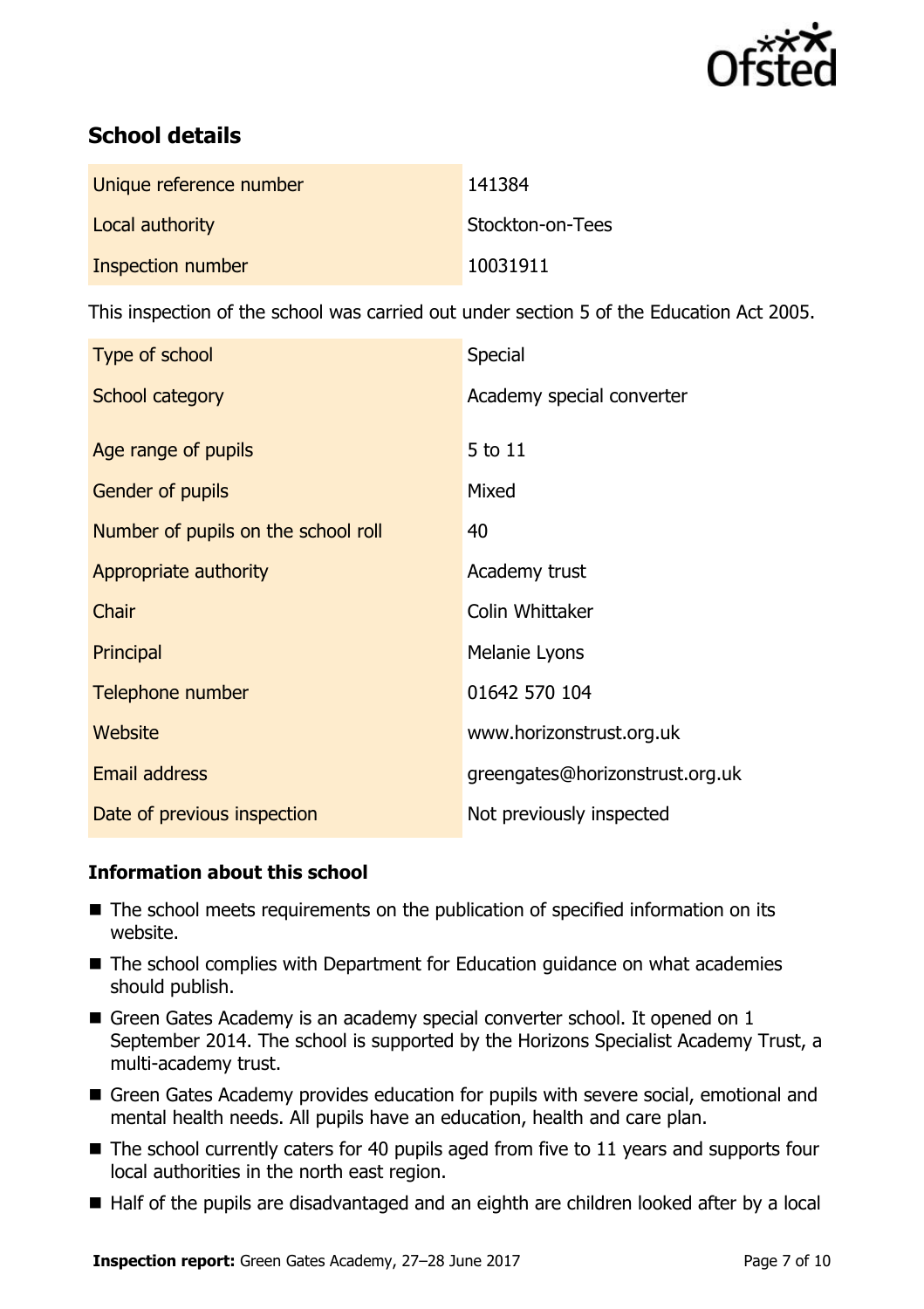## School details

| | |
|---|---|
| Unique reference number | 141384 |
| Local authority | Stockton-on-Tees |
| Inspection number | 10031911 |

This inspection of the school was carried out under section 5 of the Education Act 2005.

| | |
|---|---|
| Type of school | Special |
| School category | Academy special converter |
| Age range of pupils | 5 to 11 |
| Gender of pupils | Mixed |
| Number of pupils on the school roll | 40 |
| Appropriate authority | Academy trust |
| Chair | Colin Whittaker |
| Principal | Melanie Lyons |
| Telephone number | 01642 570 104 |
| Website | www.horizonstrust.org.uk |
| Email address | greengates@horizonstrust.org.uk |
| Date of previous inspection | Not previously inspected |

### Information about this school

- The school meets requirements on the publication of specified information on its website.
- The school complies with Department for Education guidance on what academies should publish.
- Green Gates Academy is an academy special converter school. It opened on 1 September 2014. The school is supported by the Horizons Specialist Academy Trust, a multi-academy trust.
- Green Gates Academy provides education for pupils with severe social, emotional and mental health needs. All pupils have an education, health and care plan.
- The school currently caters for 40 pupils aged from five to 11 years and supports four local authorities in the north east region.
- Half of the pupils are disadvantaged and an eighth are children looked after by a local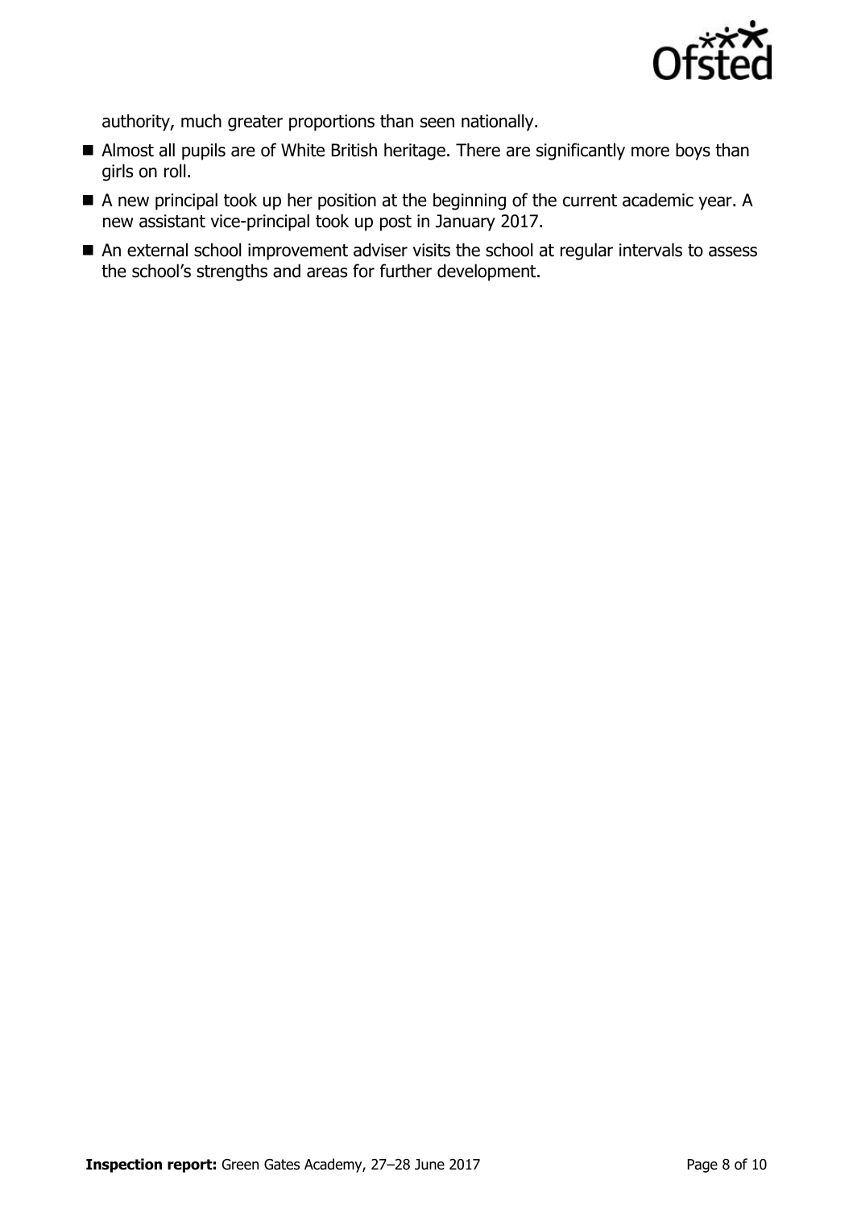authority, much greater proportions than seen nationally.

- Almost all pupils are of White British heritage. There are significantly more boys than girls on roll.
- A new principal took up her position at the beginning of the current academic year. A new assistant vice-principal took up post in January 2017.
- An external school improvement adviser visits the school at regular intervals to assess the school's strengths and areas for further development.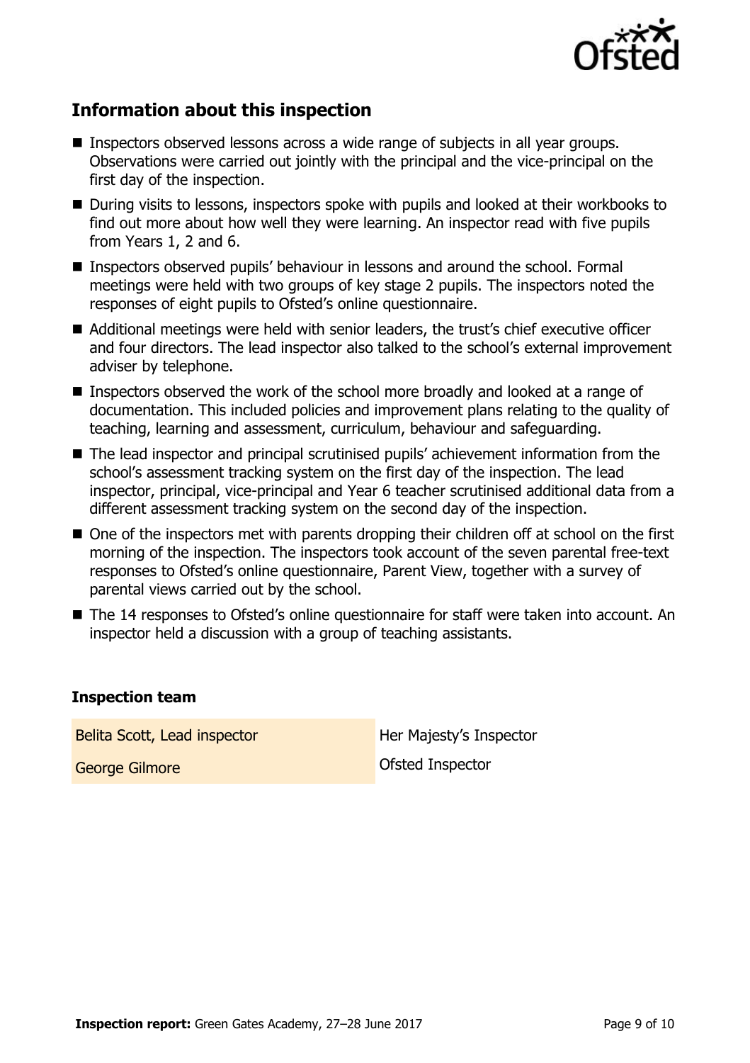## Information about this inspection

- Inspectors observed lessons across a wide range of subjects in all year groups. Observations were carried out jointly with the principal and the vice-principal on the first day of the inspection.
- During visits to lessons, inspectors spoke with pupils and looked at their workbooks to find out more about how well they were learning. An inspector read with five pupils from Years 1, 2 and 6.
- Inspectors observed pupils' behaviour in lessons and around the school. Formal meetings were held with two groups of key stage 2 pupils. The inspectors noted the responses of eight pupils to Ofsted's online questionnaire.
- Additional meetings were held with senior leaders, the trust's chief executive officer and four directors. The lead inspector also talked to the school's external improvement adviser by telephone.
- Inspectors observed the work of the school more broadly and looked at a range of documentation. This included policies and improvement plans relating to the quality of teaching, learning and assessment, curriculum, behaviour and safeguarding.
- The lead inspector and principal scrutinised pupils' achievement information from the school's assessment tracking system on the first day of the inspection. The lead inspector, principal, vice-principal and Year 6 teacher scrutinised additional data from a different assessment tracking system on the second day of the inspection.
- One of the inspectors met with parents dropping their children off at school on the first morning of the inspection. The inspectors took account of the seven parental free-text responses to Ofsted's online questionnaire, Parent View, together with a survey of parental views carried out by the school.
- The 14 responses to Ofsted's online questionnaire for staff were taken into account. An inspector held a discussion with a group of teaching assistants.

### Inspection team

| | |
|---|---|
| Belita Scott, Lead inspector | Her Majesty's Inspector |
| George Gilmore | Ofsted Inspector |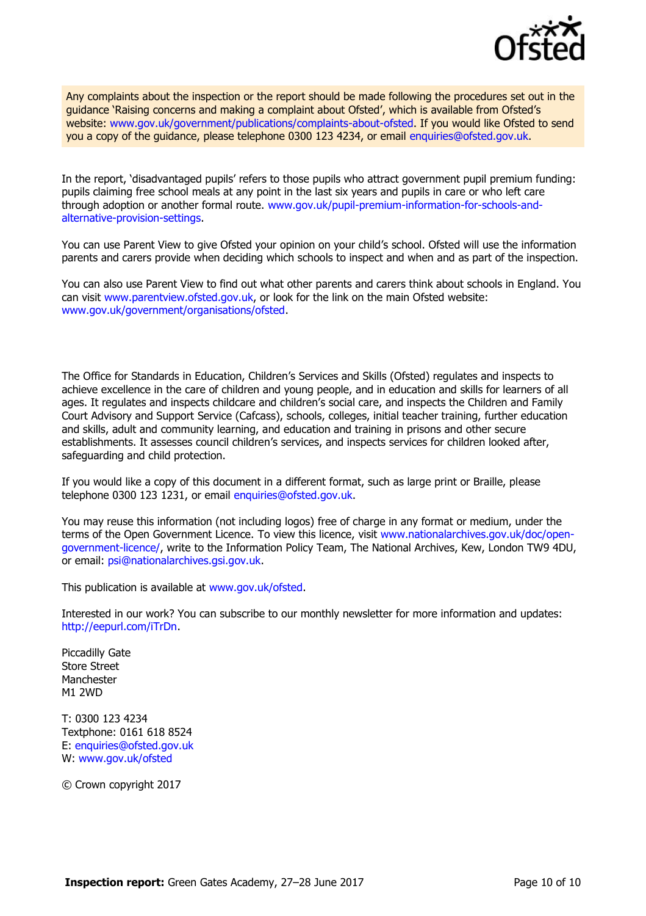Any complaints about the inspection or the report should be made following the procedures set out in the guidance 'Raising concerns and making a complaint about Ofsted', which is available from Ofsted's website: www.gov.uk/government/publications/complaints-about-ofsted. If you would like Ofsted to send you a copy of the guidance, please telephone 0300 123 4234, or email enquiries@ofsted.gov.uk.

In the report, 'disadvantaged pupils' refers to those pupils who attract government pupil premium funding: pupils claiming free school meals at any point in the last six years and pupils in care or who left care through adoption or another formal route. www.gov.uk/pupil-premium-information-for-schools-and-alternative-provision-settings.

You can use Parent View to give Ofsted your opinion on your child's school. Ofsted will use the information parents and carers provide when deciding which schools to inspect and when and as part of the inspection.

You can also use Parent View to find out what other parents and carers think about schools in England. You can visit www.parentview.ofsted.gov.uk, or look for the link on the main Ofsted website: www.gov.uk/government/organisations/ofsted.

The Office for Standards in Education, Children's Services and Skills (Ofsted) regulates and inspects to achieve excellence in the care of children and young people, and in education and skills for learners of all ages. It regulates and inspects childcare and children's social care, and inspects the Children and Family Court Advisory and Support Service (Cafcass), schools, colleges, initial teacher training, further education and skills, adult and community learning, and education and training in prisons and other secure establishments. It assesses council children's services, and inspects services for children looked after, safeguarding and child protection.

If you would like a copy of this document in a different format, such as large print or Braille, please telephone 0300 123 1231, or email enquiries@ofsted.gov.uk.

You may reuse this information (not including logos) free of charge in any format or medium, under the terms of the Open Government Licence. To view this licence, visit www.nationalarchives.gov.uk/doc/open-government-licence/, write to the Information Policy Team, The National Archives, Kew, London TW9 4DU, or email: psi@nationalarchives.gsi.gov.uk.

This publication is available at www.gov.uk/ofsted.

Interested in our work? You can subscribe to our monthly newsletter for more information and updates: http://eepurl.com/iTrDn.

Piccadilly Gate
Store Street
Manchester
M1 2WD

T: 0300 123 4234
Textphone: 0161 618 8524
E: enquiries@ofsted.gov.uk
W: www.gov.uk/ofsted

© Crown copyright 2017